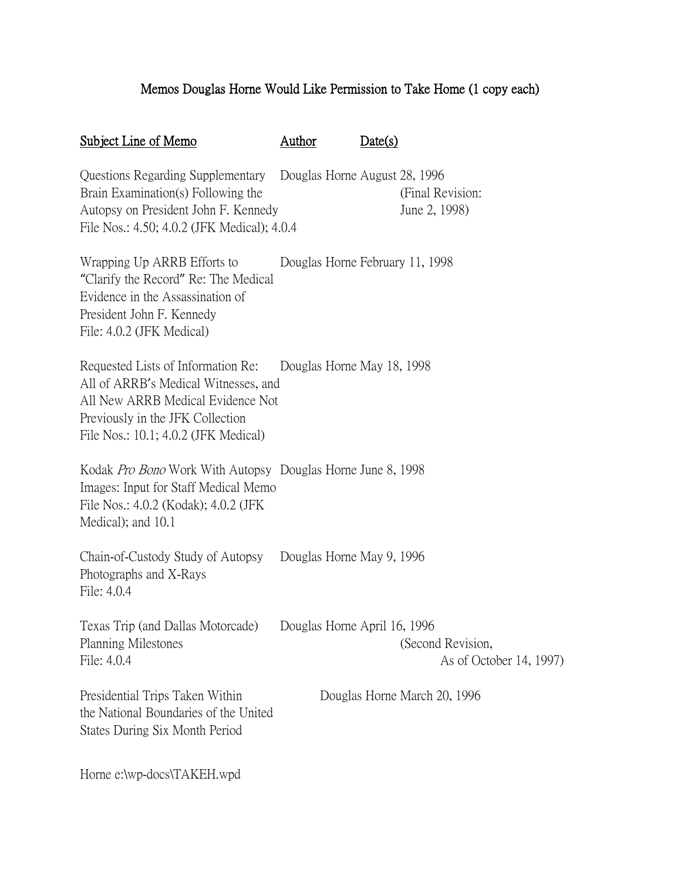# Memos Douglas Horne Would Like Permission to Take Home (1 copy each)

| Subject Line of Memo | Author | Date(s) |
|---|---|---|
| Questions Regarding Supplementary Brain Examination(s) Following the Autopsy on President John F. Kennedy File Nos.: 4.50; 4.0.2 (JFK Medical); 4.0.4 | Douglas Horne | August 28, 1996 (Final Revision: June 2, 1998) |
| Wrapping Up ARRB Efforts to "Clarify the Record" Re: The Medical Evidence in the Assassination of President John F. Kennedy File: 4.0.2 (JFK Medical) | Douglas Horne | February 11, 1998 |
| Requested Lists of Information Re: All of ARRB's Medical Witnesses, and All New ARRB Medical Evidence Not Previously in the JFK Collection File Nos.: 10.1; 4.0.2 (JFK Medical) | Douglas Horne | May 18, 1998 |
| Kodak *Pro Bono* Work With Autopsy Images: Input for Staff Medical Memo File Nos.: 4.0.2 (Kodak); 4.0.2 (JFK Medical); and 10.1 | Douglas Horne | June 8, 1998 |
| Chain-of-Custody Study of Autopsy Photographs and X-Rays File: 4.0.4 | Douglas Horne | May 9, 1996 |
| Texas Trip (and Dallas Motorcade) Planning Milestones File: 4.0.4 | Douglas Horne | April 16, 1996 (Second Revision, As of October 14, 1997) |
| Presidential Trips Taken Within the National Boundaries of the United States During Six Month Period | Douglas Horne | March 20, 1996 |

Horne e:\wp-docs\TAKEH.wpd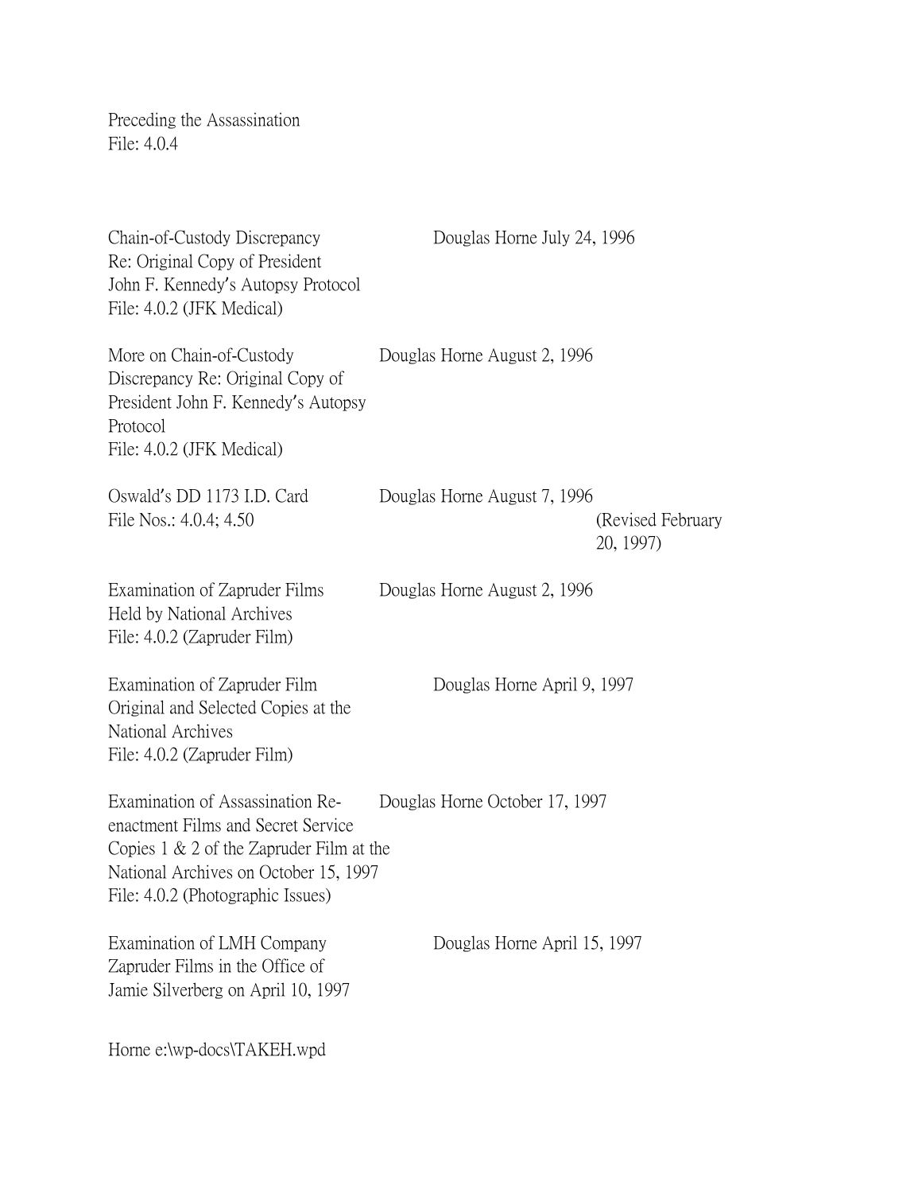Preceding the Assassination
File: 4.0.4

Chain-of-Custody Discrepancy Re: Original Copy of President John F. Kennedy's Autopsy Protocol
File: 4.0.2 (JFK Medical)
Douglas Horne July 24, 1996

More on Chain-of-Custody Discrepancy Re: Original Copy of President John F. Kennedy's Autopsy Protocol
File: 4.0.2 (JFK Medical)
Douglas Horne August 2, 1996

Oswald's DD 1173 I.D. Card
File Nos.: 4.0.4; 4.50
Douglas Horne August 7, 1996 (Revised February 20, 1997)

Examination of Zapruder Films Held by National Archives
File: 4.0.2 (Zapruder Film)
Douglas Horne August 2, 1996

Examination of Zapruder Film Original and Selected Copies at the National Archives
File: 4.0.2 (Zapruder Film)
Douglas Horne April 9, 1997

Examination of Assassination Re-enactment Films and Secret Service Copies 1 & 2 of the Zapruder Film at the National Archives on October 15, 1997
File: 4.0.2 (Photographic Issues)
Douglas Horne October 17, 1997

Examination of LMH Company Zapruder Films in the Office of Jamie Silverberg on April 10, 1997
Douglas Horne April 15, 1997

Horne e:\wp-docs\TAKEH.wpd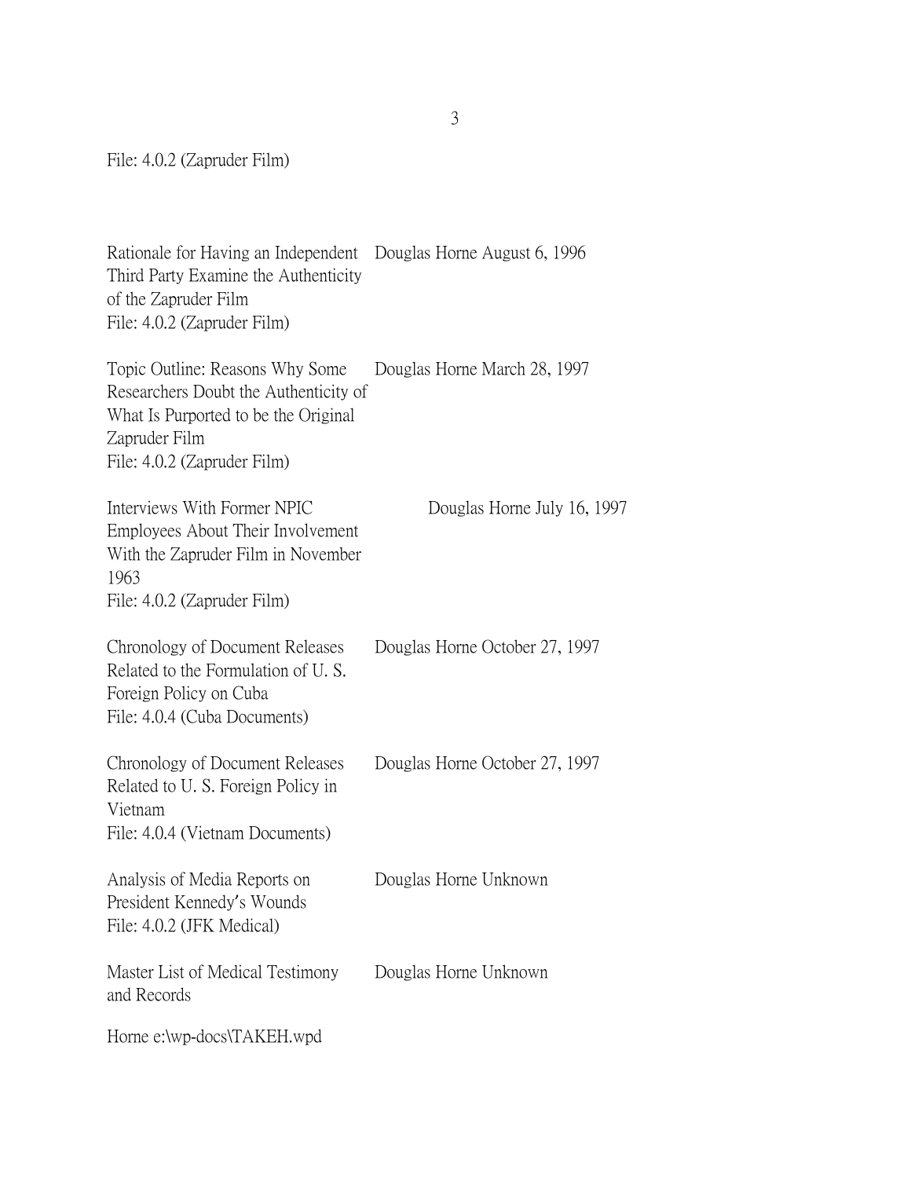File: 4.0.2 (Zapruder Film)

| | |
|---|---|
| Rationale for Having an Independent Third Party Examine the Authenticity of the Zapruder Film<br>File: 4.0.2 (Zapruder Film) | Douglas Horne August 6, 1996 |
| Topic Outline: Reasons Why Some Researchers Doubt the Authenticity of What Is Purported to be the Original Zapruder Film<br>File: 4.0.2 (Zapruder Film) | Douglas Horne March 28, 1997 |
| Interviews With Former NPIC Employees About Their Involvement With the Zapruder Film in November 1963<br>File: 4.0.2 (Zapruder Film) | Douglas Horne July 16, 1997 |
| Chronology of Document Releases Related to the Formulation of U. S. Foreign Policy on Cuba<br>File: 4.0.4 (Cuba Documents) | Douglas Horne October 27, 1997 |
| Chronology of Document Releases Related to U. S. Foreign Policy in Vietnam<br>File: 4.0.4 (Vietnam Documents) | Douglas Horne October 27, 1997 |
| Analysis of Media Reports on President Kennedy's Wounds<br>File: 4.0.2 (JFK Medical) | Douglas Horne Unknown |
| Master List of Medical Testimony and Records | Douglas Horne Unknown |

Horne e:\wp-docs\TAKEH.wpd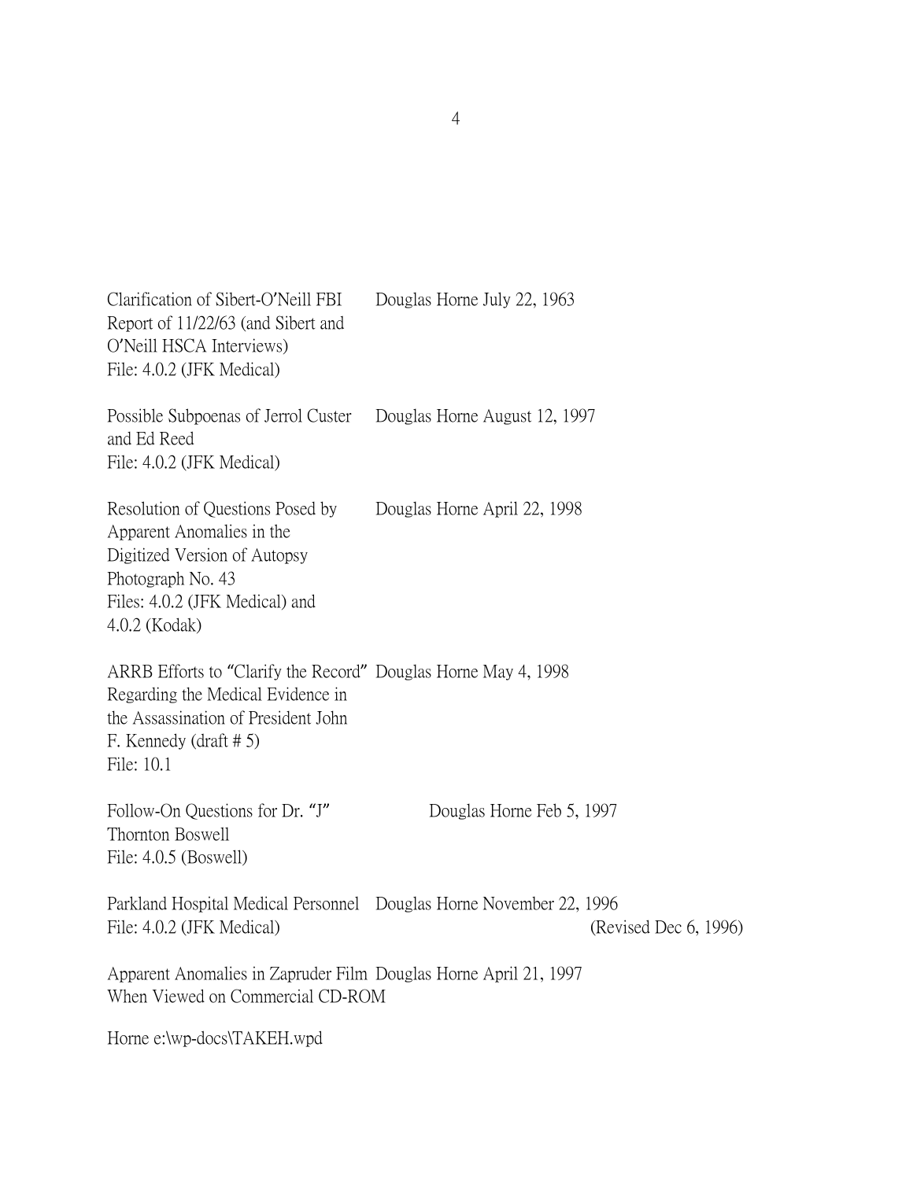| | |
|---|---|
| Clarification of Sibert-O'Neill FBI Report of 11/22/63 (and Sibert and O'Neill HSCA Interviews)<br>File: 4.0.2 (JFK Medical) | Douglas Horne July 22, 1963 |
| Possible Subpoenas of Jerrol Custer and Ed Reed<br>File: 4.0.2 (JFK Medical) | Douglas Horne August 12, 1997 |
| Resolution of Questions Posed by Apparent Anomalies in the Digitized Version of Autopsy Photograph No. 43<br>Files: 4.0.2 (JFK Medical) and 4.0.2 (Kodak) | Douglas Horne April 22, 1998 |
| ARRB Efforts to "Clarify the Record" Regarding the Medical Evidence in the Assassination of President John F. Kennedy (draft # 5)<br>File: 10.1 | Douglas Horne May 4, 1998 |
| Follow-On Questions for Dr. "J" Thornton Boswell<br>File: 4.0.5 (Boswell) | Douglas Horne Feb 5, 1997 |
| Parkland Hospital Medical Personnel<br>File: 4.0.2 (JFK Medical) | Douglas Horne November 22, 1996 (Revised Dec 6, 1996) |
| Apparent Anomalies in Zapruder Film When Viewed on Commercial CD-ROM | Douglas Horne April 21, 1997 |

Horne e:\wp-docs\TAKEH.wpd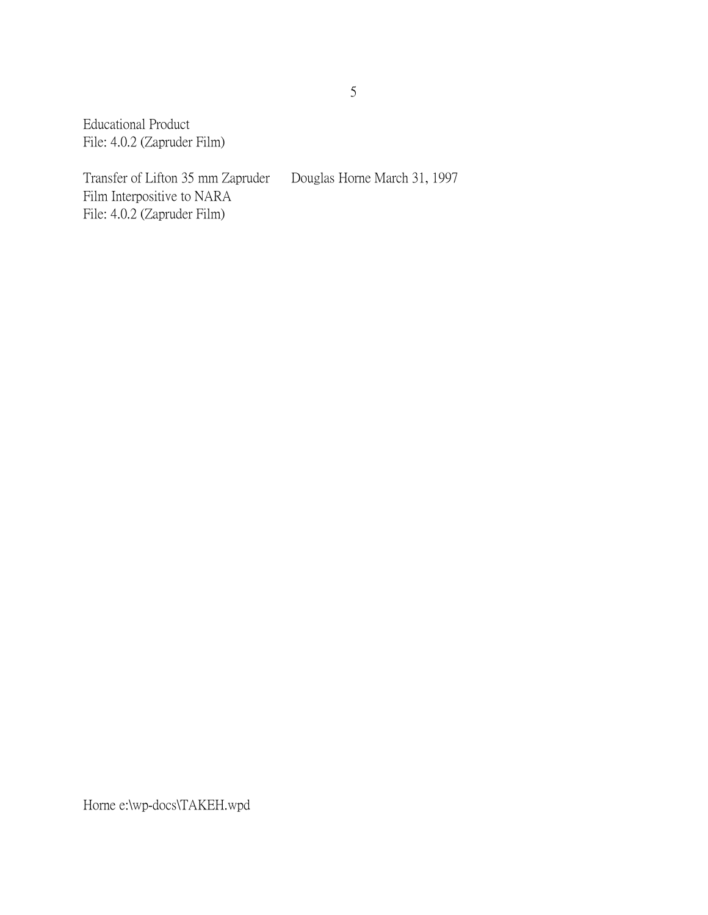Educational Product
File: 4.0.2 (Zapruder Film)

Transfer of Lifton 35 mm Zapruder Film Interpositive to NARA    Douglas Horne March 31, 1997
File: 4.0.2 (Zapruder Film)

Horne e:\wp-docs\TAKEH.wpd